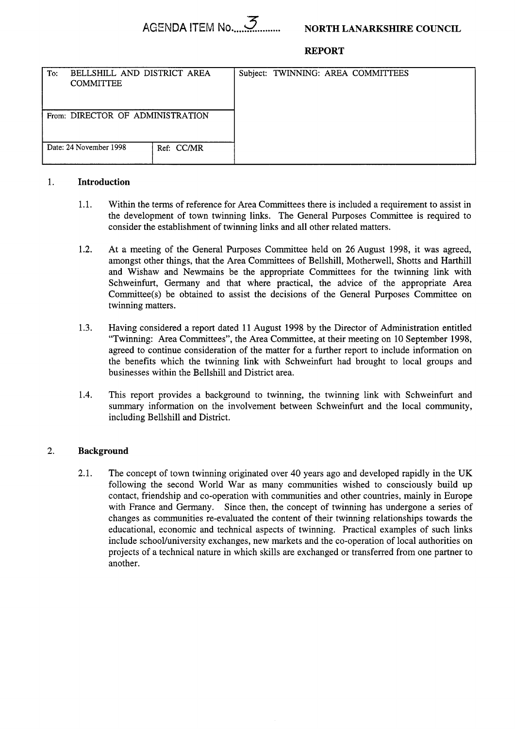AGENDA ITEM No. 3

**NORTH LANARKSHIRE COUNCIL**

**REPORT**

| To: BELLSHILL AND DISTRICT AREA COMMITTEE | | Subject: TWINNING: AREA COMMITTEES |
|---|---|---|
| From: DIRECTOR OF ADMINISTRATION | | |
| Date: 24 November 1998 | Ref: CC/MR | |

## 1. Introduction

1.1. Within the terms of reference for Area Committees there is included a requirement to assist in the development of town twinning links. The General Purposes Committee is required to consider the establishment of twinning links and all other related matters.

1.2. At a meeting of the General Purposes Committee held on 26 August 1998, it was agreed, amongst other things, that the Area Committees of Bellshill, Motherwell, Shotts and Harthill and Wishaw and Newmains be the appropriate Committees for the twinning link with Schweinfurt, Germany and that where practical, the advice of the appropriate Area Committee(s) be obtained to assist the decisions of the General Purposes Committee on twinning matters.

1.3. Having considered a report dated 11 August 1998 by the Director of Administration entitled "Twinning: Area Committees", the Area Committee, at their meeting on 10 September 1998, agreed to continue consideration of the matter for a further report to include information on the benefits which the twinning link with Schweinfurt had brought to local groups and businesses within the Bellshill and District area.

1.4. This report provides a background to twinning, the twinning link with Schweinfurt and summary information on the involvement between Schweinfurt and the local community, including Bellshill and District.

## 2. Background

2.1. The concept of town twinning originated over 40 years ago and developed rapidly in the UK following the second World War as many communities wished to consciously build up contact, friendship and co-operation with communities and other countries, mainly in Europe with France and Germany. Since then, the concept of twinning has undergone a series of changes as communities re-evaluated the content of their twinning relationships towards the educational, economic and technical aspects of twinning. Practical examples of such links include school/university exchanges, new markets and the co-operation of local authorities on projects of a technical nature in which skills are exchanged or transferred from one partner to another.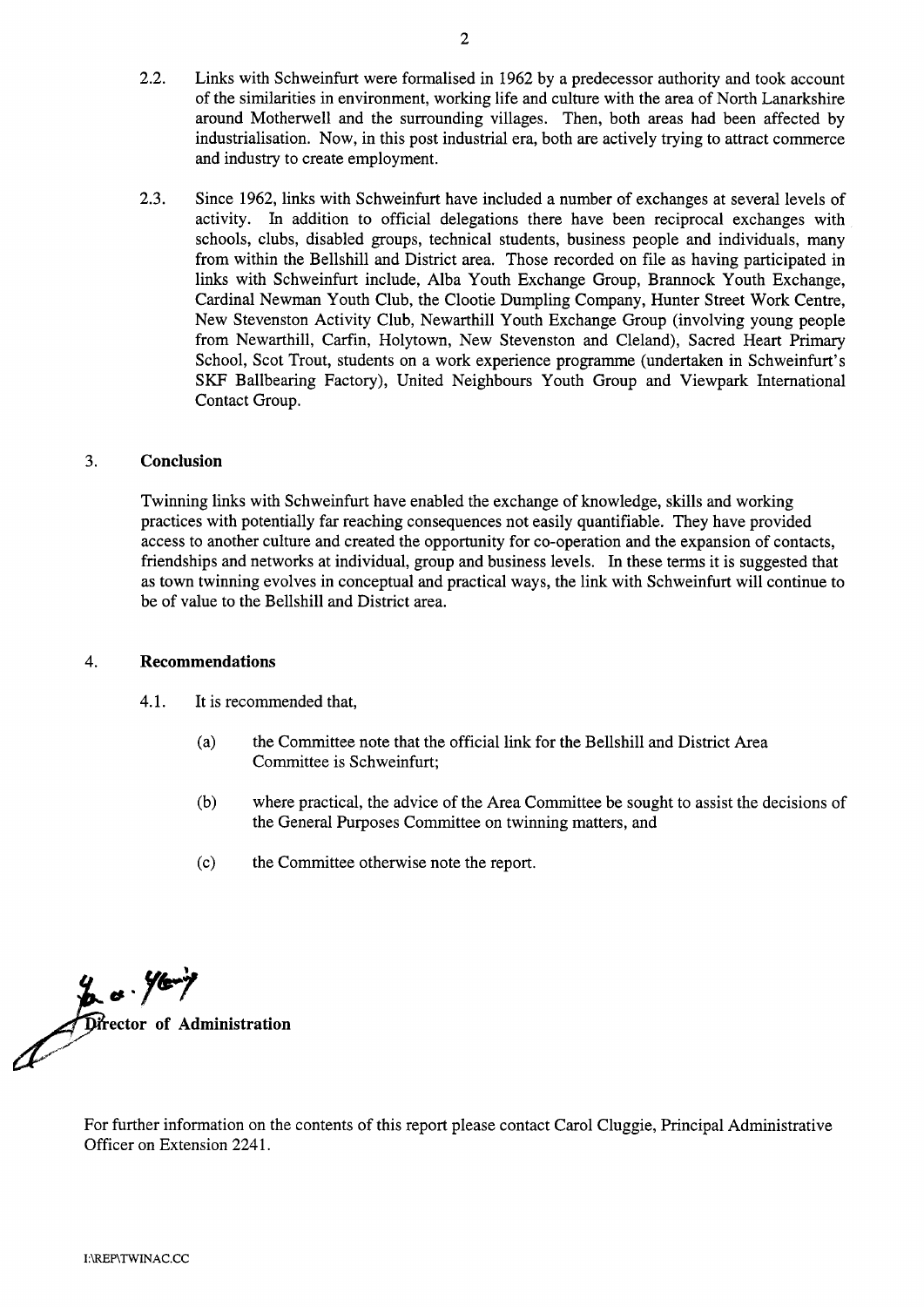2.2. Links with Schweinfurt were formalised in 1962 by a predecessor authority and took account of the similarities in environment, working life and culture with the area of North Lanarkshire around Motherwell and the surrounding villages. Then, both areas had been affected by industrialisation. Now, in this post industrial era, both are actively trying to attract commerce and industry to create employment.

2.3. Since 1962, links with Schweinfurt have included a number of exchanges at several levels of activity. In addition to official delegations there have been reciprocal exchanges with schools, clubs, disabled groups, technical students, business people and individuals, many from within the Bellshill and District area. Those recorded on file as having participated in links with Schweinfurt include, Alba Youth Exchange Group, Brannock Youth Exchange, Cardinal Newman Youth Club, the Clootie Dumpling Company, Hunter Street Work Centre, New Stevenston Activity Club, Newarthill Youth Exchange Group (involving young people from Newarthill, Carfin, Holytown, New Stevenston and Cleland), Sacred Heart Primary School, Scot Trout, students on a work experience programme (undertaken in Schweinfurt's SKF Ballbearing Factory), United Neighbours Youth Group and Viewpark International Contact Group.

## 3. Conclusion

Twinning links with Schweinfurt have enabled the exchange of knowledge, skills and working practices with potentially far reaching consequences not easily quantifiable. They have provided access to another culture and created the opportunity for co-operation and the expansion of contacts, friendships and networks at individual, group and business levels. In these terms it is suggested that as town twinning evolves in conceptual and practical ways, the link with Schweinfurt will continue to be of value to the Bellshill and District area.

## 4. Recommendations

4.1. It is recommended that,

(a) the Committee note that the official link for the Bellshill and District Area Committee is Schweinfurt;

(b) where practical, the advice of the Area Committee be sought to assist the decisions of the General Purposes Committee on twinning matters, and

(c) the Committee otherwise note the report.

**Director of Administration**

For further information on the contents of this report please contact Carol Cluggie, Principal Administrative Officer on Extension 2241.

I:\REP\TWINAC.CC